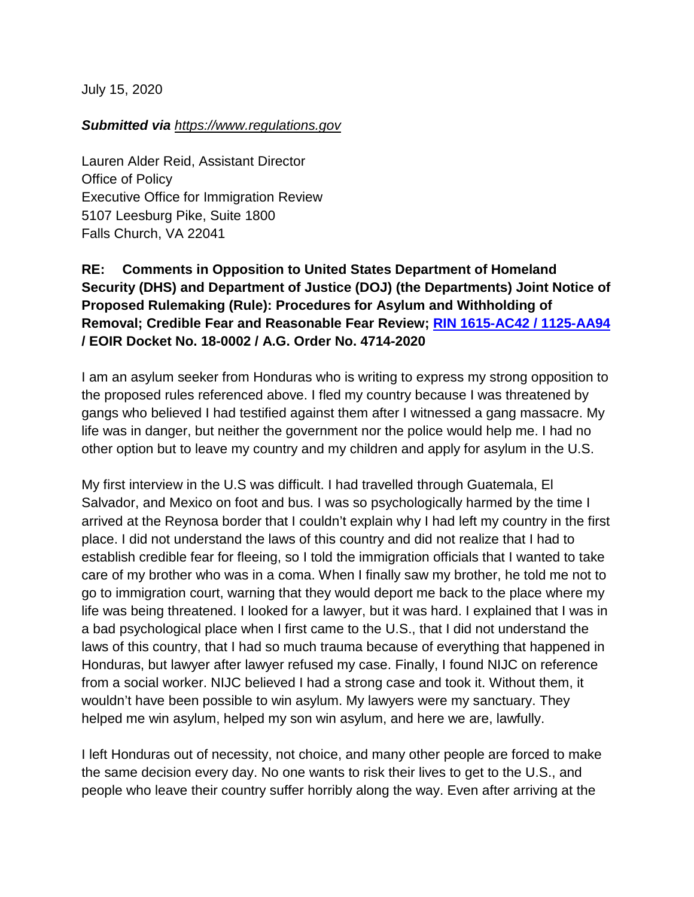July 15, 2020

***Submitted via** [https://www.regulations.gov](https://www.regulations.gov)*

Lauren Alder Reid, Assistant Director
Office of Policy
Executive Office for Immigration Review
5107 Leesburg Pike, Suite 1800
Falls Church, VA 22041

**RE: Comments in Opposition to United States Department of Homeland Security (DHS) and Department of Justice (DOJ) (the Departments) Joint Notice of Proposed Rulemaking (Rule): Procedures for Asylum and Withholding of Removal; Credible Fear and Reasonable Fear Review; [RIN 1615-AC42 / 1125-AA94](RIN 1615-AC42 / 1125-AA94) / EOIR Docket No. 18-0002 / A.G. Order No. 4714-2020**

I am an asylum seeker from Honduras who is writing to express my strong opposition to the proposed rules referenced above. I fled my country because I was threatened by gangs who believed I had testified against them after I witnessed a gang massacre. My life was in danger, but neither the government nor the police would help me. I had no other option but to leave my country and my children and apply for asylum in the U.S.

My first interview in the U.S was difficult. I had travelled through Guatemala, El Salvador, and Mexico on foot and bus. I was so psychologically harmed by the time I arrived at the Reynosa border that I couldn't explain why I had left my country in the first place. I did not understand the laws of this country and did not realize that I had to establish credible fear for fleeing, so I told the immigration officials that I wanted to take care of my brother who was in a coma. When I finally saw my brother, he told me not to go to immigration court, warning that they would deport me back to the place where my life was being threatened. I looked for a lawyer, but it was hard. I explained that I was in a bad psychological place when I first came to the U.S., that I did not understand the laws of this country, that I had so much trauma because of everything that happened in Honduras, but lawyer after lawyer refused my case. Finally, I found NIJC on reference from a social worker. NIJC believed I had a strong case and took it. Without them, it wouldn't have been possible to win asylum. My lawyers were my sanctuary. They helped me win asylum, helped my son win asylum, and here we are, lawfully.

I left Honduras out of necessity, not choice, and many other people are forced to make the same decision every day. No one wants to risk their lives to get to the U.S., and people who leave their country suffer horribly along the way. Even after arriving at the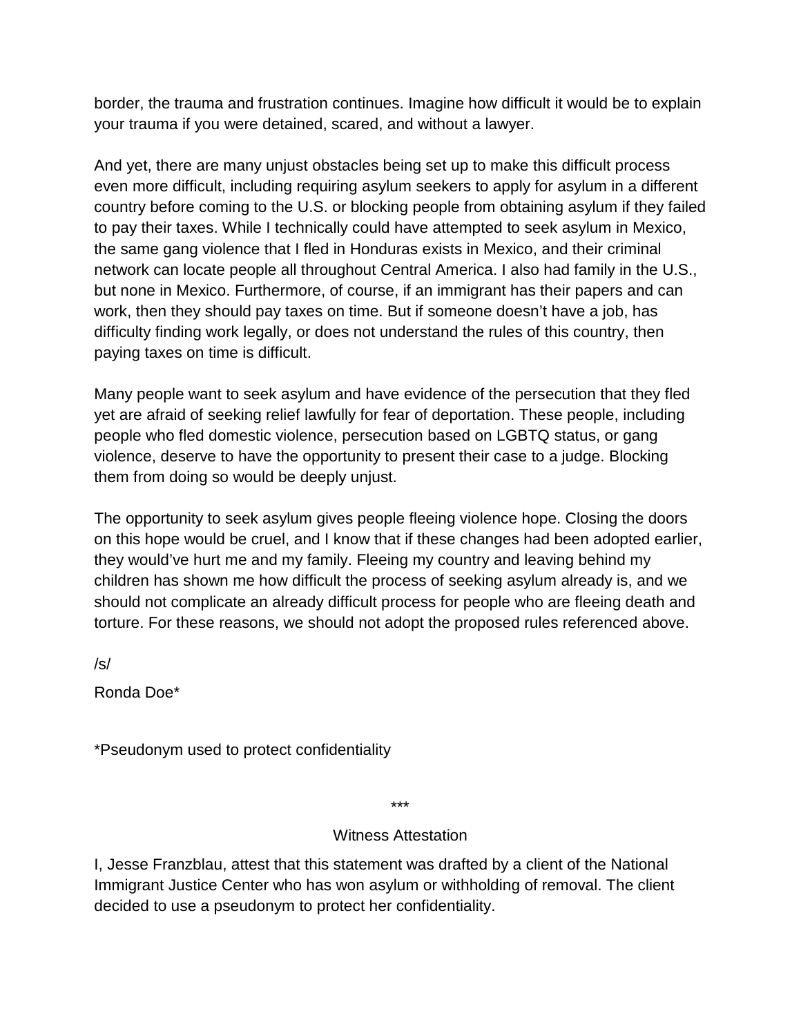border, the trauma and frustration continues. Imagine how difficult it would be to explain your trauma if you were detained, scared, and without a lawyer.

And yet, there are many unjust obstacles being set up to make this difficult process even more difficult, including requiring asylum seekers to apply for asylum in a different country before coming to the U.S. or blocking people from obtaining asylum if they failed to pay their taxes. While I technically could have attempted to seek asylum in Mexico, the same gang violence that I fled in Honduras exists in Mexico, and their criminal network can locate people all throughout Central America. I also had family in the U.S., but none in Mexico. Furthermore, of course, if an immigrant has their papers and can work, then they should pay taxes on time. But if someone doesn't have a job, has difficulty finding work legally, or does not understand the rules of this country, then paying taxes on time is difficult.

Many people want to seek asylum and have evidence of the persecution that they fled yet are afraid of seeking relief lawfully for fear of deportation. These people, including people who fled domestic violence, persecution based on LGBTQ status, or gang violence, deserve to have the opportunity to present their case to a judge. Blocking them from doing so would be deeply unjust.

The opportunity to seek asylum gives people fleeing violence hope. Closing the doors on this hope would be cruel, and I know that if these changes had been adopted earlier, they would've hurt me and my family. Fleeing my country and leaving behind my children has shown me how difficult the process of seeking asylum already is, and we should not complicate an already difficult process for people who are fleeing death and torture. For these reasons, we should not adopt the proposed rules referenced above.

/s/

Ronda Doe*

*Pseudonym used to protect confidentiality

***

Witness Attestation

I, Jesse Franzblau, attest that this statement was drafted by a client of the National Immigrant Justice Center who has won asylum or withholding of removal. The client decided to use a pseudonym to protect her confidentiality.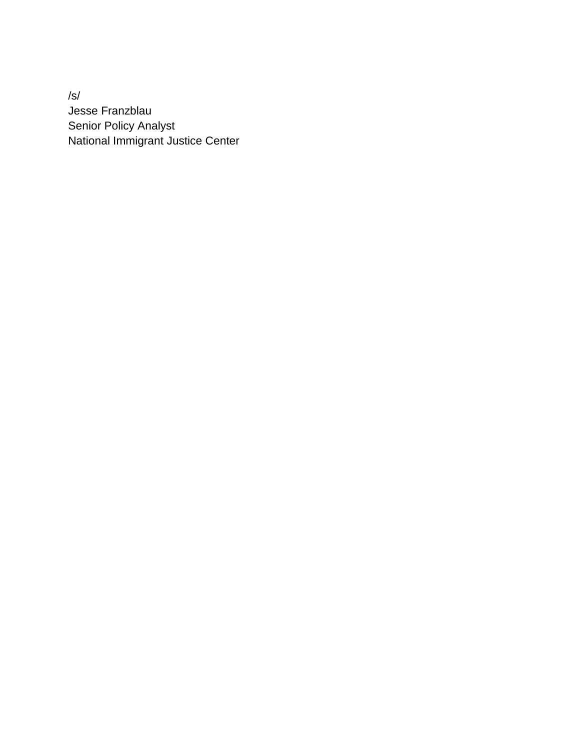/s/
Jesse Franzblau
Senior Policy Analyst
National Immigrant Justice Center